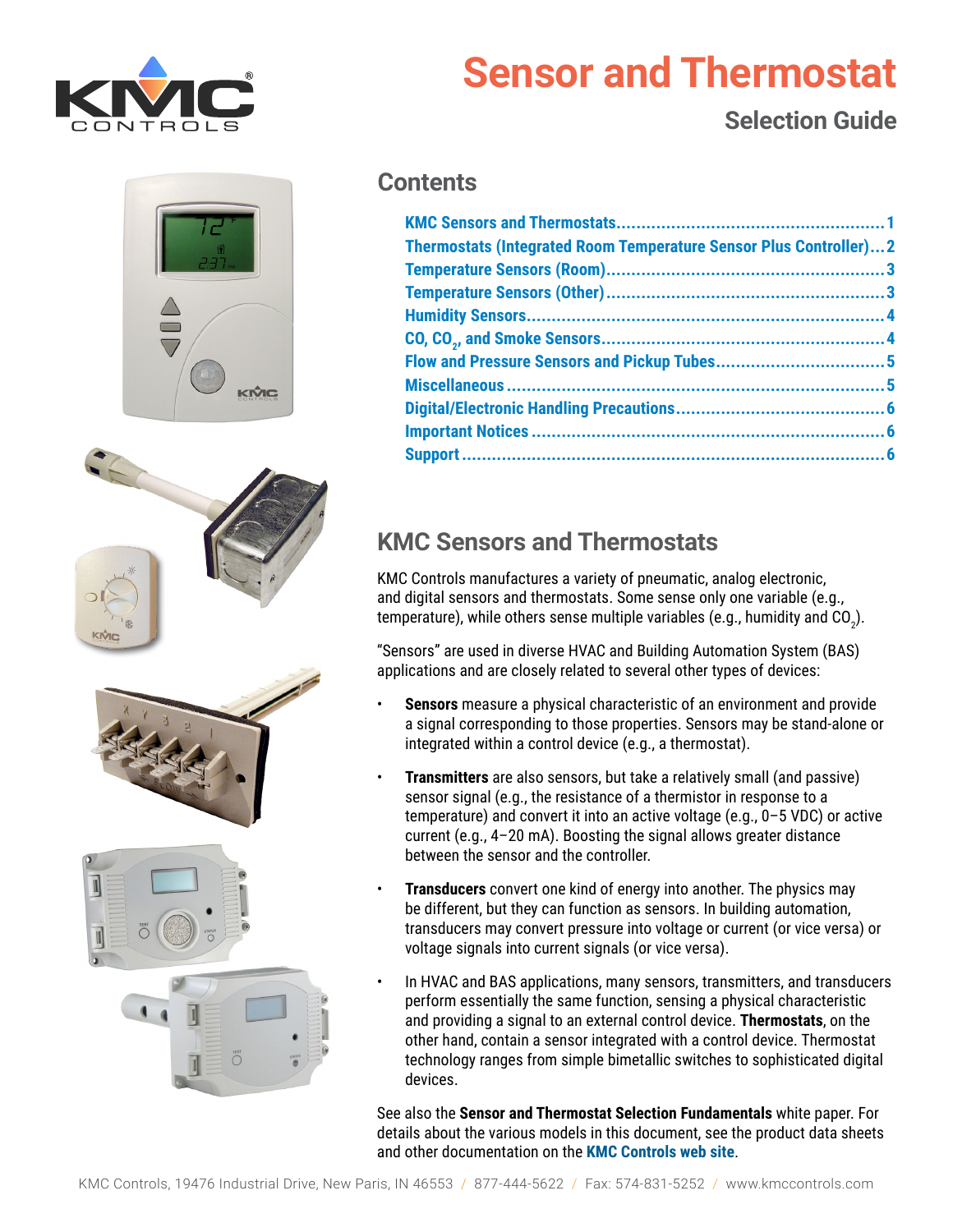# Sensor and Thermostat

## Selection Guide

## Contents

- KMC Sensors and Thermostats.....1
- Thermostats (Integrated Room Temperature Sensor Plus Controller)...2
- Temperature Sensors (Room).....3
- Temperature Sensors (Other).....3
- Humidity Sensors.....4
- CO, $CO_2$, and Smoke Sensors.....4
- Flow and Pressure Sensors and Pickup Tubes.....5
- Miscellaneous.....5
- Digital/Electronic Handling Precautions.....6
- Important Notices.....6
- Support.....6

## KMC Sensors and Thermostats

KMC Controls manufactures a variety of pneumatic, analog electronic, and digital sensors and thermostats. Some sense only one variable (e.g., temperature), while others sense multiple variables (e.g., humidity and $CO_2$).

"Sensors" are used in diverse HVAC and Building Automation System (BAS) applications and are closely related to several other types of devices:

- **Sensors** measure a physical characteristic of an environment and provide a signal corresponding to those properties. Sensors may be stand-alone or integrated within a control device (e.g., a thermostat).
- **Transmitters** are also sensors, but take a relatively small (and passive) sensor signal (e.g., the resistance of a thermistor in response to a temperature) and convert it into an active voltage (e.g., 0–5 VDC) or active current (e.g., 4–20 mA). Boosting the signal allows greater distance between the sensor and the controller.
- **Transducers** convert one kind of energy into another. The physics may be different, but they can function as sensors. In building automation, transducers may convert pressure into voltage or current (or vice versa) or voltage signals into current signals (or vice versa).
- In HVAC and BAS applications, many sensors, transmitters, and transducers perform essentially the same function, sensing a physical characteristic and providing a signal to an external control device. **Thermostats**, on the other hand, contain a sensor integrated with a control device. Thermostat technology ranges from simple bimetallic switches to sophisticated digital devices.

See also the **Sensor and Thermostat Selection Fundamentals** white paper. For details about the various models in this document, see the product data sheets and other documentation on the **KMC Controls web site**.

KMC Controls, 19476 Industrial Drive, New Paris, IN 46553 / 877-444-5622 / Fax: 574-831-5252 / www.kmccontrols.com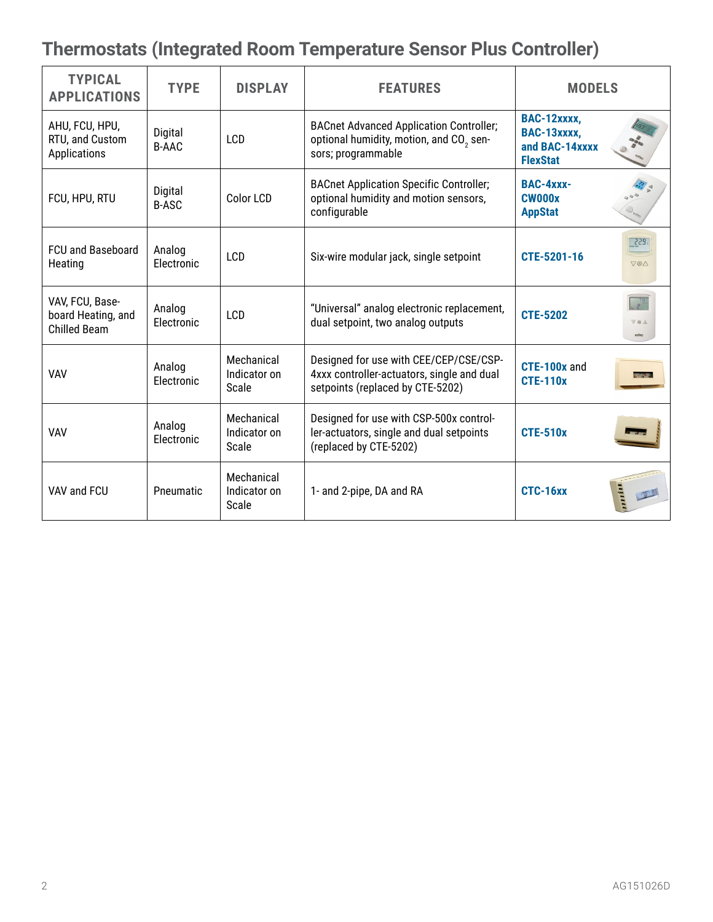## Thermostats (Integrated Room Temperature Sensor Plus Controller)

| TYPICAL APPLICATIONS | TYPE | DISPLAY | FEATURES | MODELS |
|---|---|---|---|---|
| AHU, FCU, HPU, RTU, and Custom Applications | Digital B-AAC | LCD | BACnet Advanced Application Controller; optional humidity, motion, and $CO_2$ sensors; programmable | **BAC-12xxxx, BAC-13xxxx, and BAC-14xxxx FlexStat** |
| FCU, HPU, RTU | Digital B-ASC | Color LCD | BACnet Application Specific Controller; optional humidity and motion sensors, configurable | **BAC-4xxx-CW000x AppStat** |
| FCU and Baseboard Heating | Analog Electronic | LCD | Six-wire modular jack, single setpoint | **CTE-5201-16** |
| VAV, FCU, Baseboard Heating, and Chilled Beam | Analog Electronic | LCD | "Universal" analog electronic replacement, dual setpoint, two analog outputs | **CTE-5202** |
| VAV | Analog Electronic | Mechanical Indicator on Scale | Designed for use with CEE/CEP/CSE/CSP-4xxx controller-actuators, single and dual setpoints (replaced by CTE-5202) | **CTE-100x** and **CTE-110x** |
| VAV | Analog Electronic | Mechanical Indicator on Scale | Designed for use with CSP-500x controller-actuators, single and dual setpoints (replaced by CTE-5202) | **CTE-510x** |
| VAV and FCU | Pneumatic | Mechanical Indicator on Scale | 1- and 2-pipe, DA and RA | **CTC-16xx** |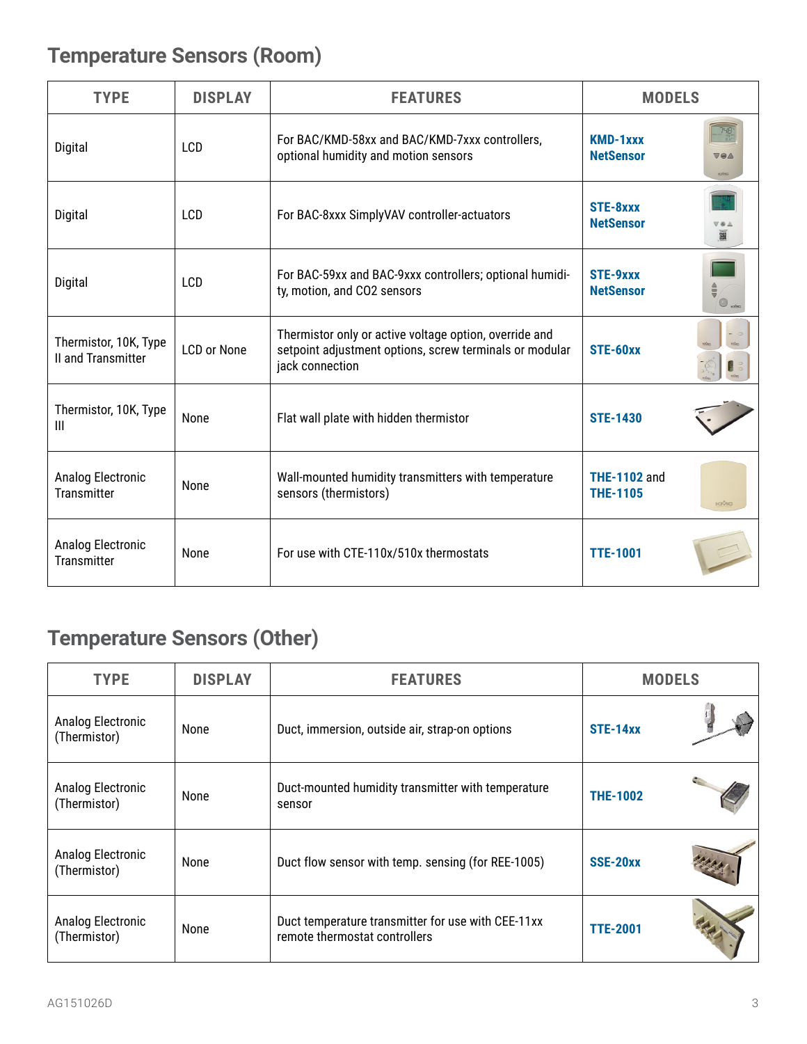## Temperature Sensors (Room)

| TYPE | DISPLAY | FEATURES | MODELS |
|---|---|---|---|
| Digital | LCD | For BAC/KMD-58xx and BAC/KMD-7xxx controllers, optional humidity and motion sensors | **KMD-1xxx NetSensor** |
| Digital | LCD | For BAC-8xxx SimplyVAV controller-actuators | **STE-8xxx NetSensor** |
| Digital | LCD | For BAC-59xx and BAC-9xxx controllers; optional humidity, motion, and CO2 sensors | **STE-9xxx NetSensor** |
| Thermistor, 10K, Type II and Transmitter | LCD or None | Thermistor only or active voltage option, override and setpoint adjustment options, screw terminals or modular jack connection | **STE-60xx** |
| Thermistor, 10K, Type III | None | Flat wall plate with hidden thermistor | **STE-1430** |
| Analog Electronic Transmitter | None | Wall-mounted humidity transmitters with temperature sensors (thermistors) | **THE-1102** and **THE-1105** |
| Analog Electronic Transmitter | None | For use with CTE-110x/510x thermostats | **TTE-1001** |

## Temperature Sensors (Other)

| TYPE | DISPLAY | FEATURES | MODELS |
|---|---|---|---|
| Analog Electronic (Thermistor) | None | Duct, immersion, outside air, strap-on options | **STE-14xx** |
| Analog Electronic (Thermistor) | None | Duct-mounted humidity transmitter with temperature sensor | **THE-1002** |
| Analog Electronic (Thermistor) | None | Duct flow sensor with temp. sensing (for REE-1005) | **SSE-20xx** |
| Analog Electronic (Thermistor) | None | Duct temperature transmitter for use with CEE-11xx remote thermostat controllers | **TTE-2001** |

AG151026D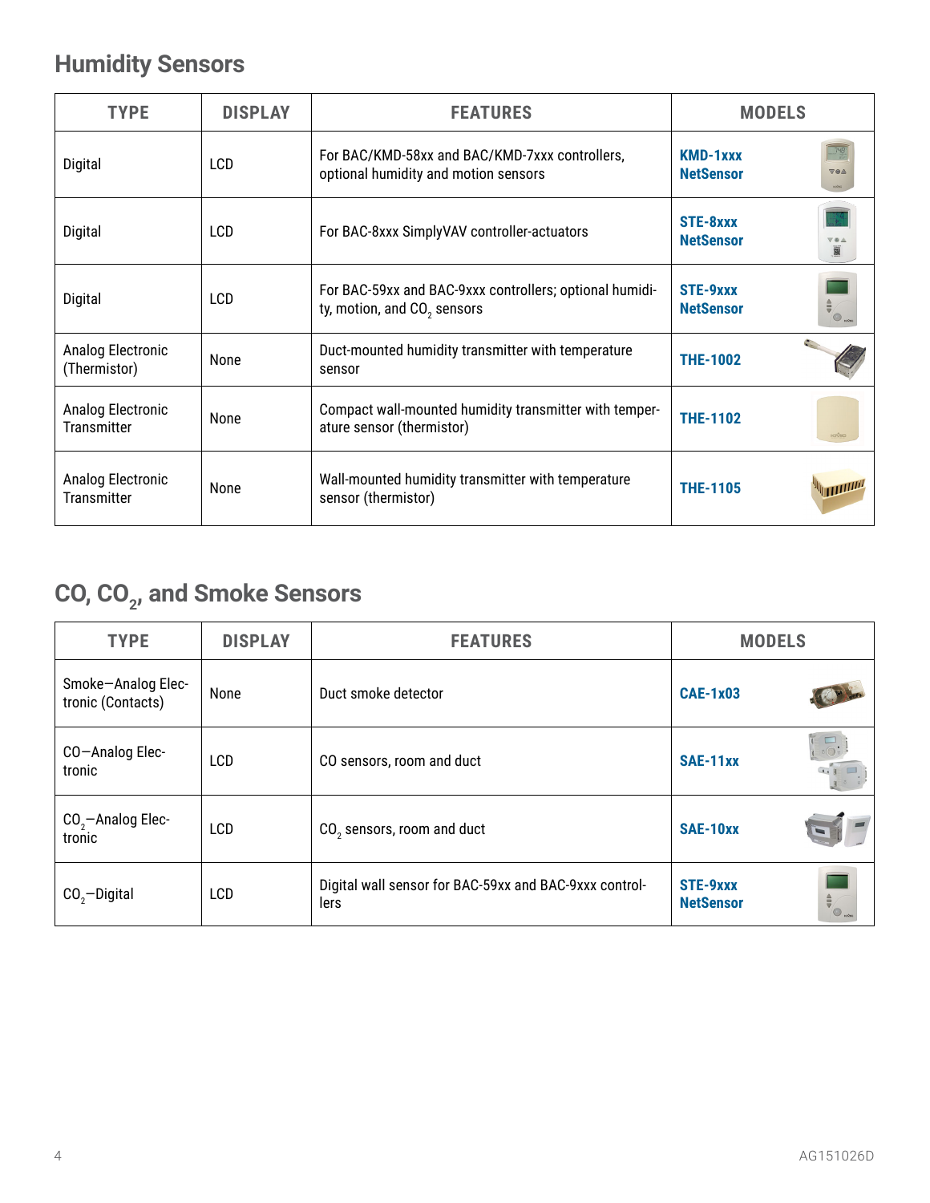## Humidity Sensors

| TYPE | DISPLAY | FEATURES | MODELS |
|---|---|---|---|
| Digital | LCD | For BAC/KMD-58xx and BAC/KMD-7xxx controllers, optional humidity and motion sensors | **KMD-1xxx NetSensor** |
| Digital | LCD | For BAC-8xxx SimplyVAV controller-actuators | **STE-8xxx NetSensor** |
| Digital | LCD | For BAC-59xx and BAC-9xxx controllers; optional humidity, motion, and $CO_2$ sensors | **STE-9xxx NetSensor** |
| Analog Electronic (Thermistor) | None | Duct-mounted humidity transmitter with temperature sensor | **THE-1002** |
| Analog Electronic Transmitter | None | Compact wall-mounted humidity transmitter with temperature sensor (thermistor) | **THE-1102** |
| Analog Electronic Transmitter | None | Wall-mounted humidity transmitter with temperature sensor (thermistor) | **THE-1105** |

## CO, $CO_2$, and Smoke Sensors

| TYPE | DISPLAY | FEATURES | MODELS |
|---|---|---|---|
| Smoke—Analog Electronic (Contacts) | None | Duct smoke detector | **CAE-1x03** |
| CO—Analog Electronic | LCD | CO sensors, room and duct | **SAE-11xx** |
| $CO_2$—Analog Electronic | LCD | $CO_2$ sensors, room and duct | **SAE-10xx** |
| $CO_2$—Digital | LCD | Digital wall sensor for BAC-59xx and BAC-9xxx controllers | **STE-9xxx NetSensor** |

AG151026D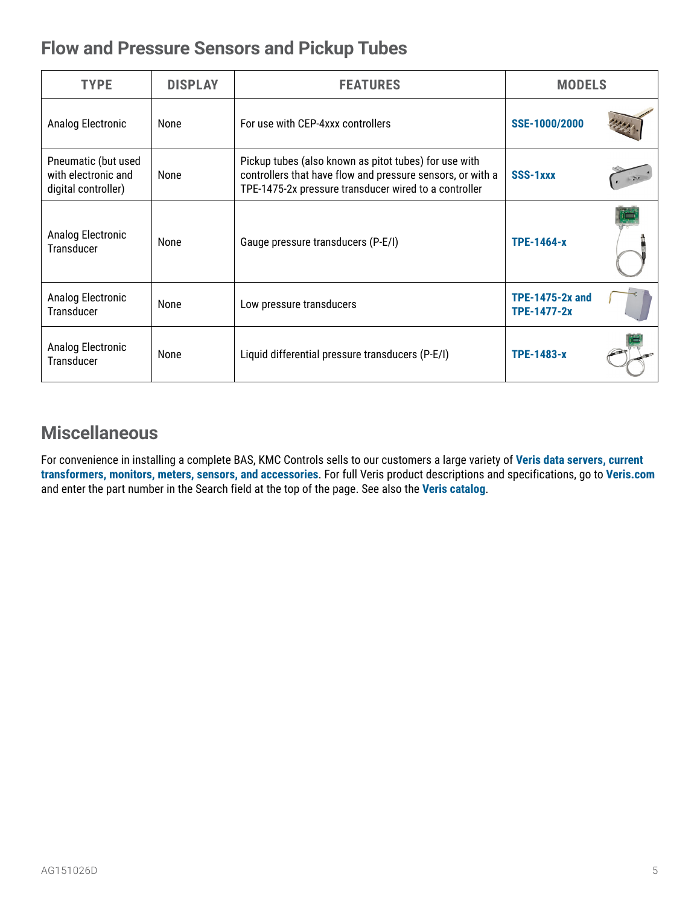## Flow and Pressure Sensors and Pickup Tubes

| TYPE | DISPLAY | FEATURES | MODELS |
|---|---|---|---|
| Analog Electronic | None | For use with CEP-4xxx controllers | **SSE-1000/2000** |
| Pneumatic (but used with electronic and digital controller) | None | Pickup tubes (also known as pitot tubes) for use with controllers that have flow and pressure sensors, or with a TPE-1475-2x pressure transducer wired to a controller | **SSS-1xxx** |
| Analog Electronic Transducer | None | Gauge pressure transducers (P-E/I) | **TPE-1464-x** |
| Analog Electronic Transducer | None | Low pressure transducers | **TPE-1475-2x and TPE-1477-2x** |
| Analog Electronic Transducer | None | Liquid differential pressure transducers (P-E/I) | **TPE-1483-x** |

## Miscellaneous

For convenience in installing a complete BAS, KMC Controls sells to our customers a large variety of **Veris data servers, current transformers, monitors, meters, sensors, and accessories**. For full Veris product descriptions and specifications, go to **Veris.com** and enter the part number in the Search field at the top of the page. See also the **Veris catalog**.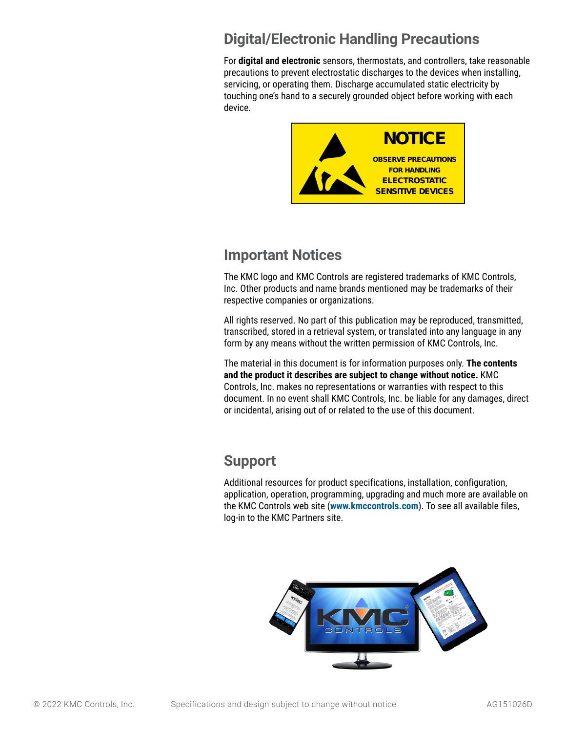## Digital/Electronic Handling Precautions

For **digital and electronic** sensors, thermostats, and controllers, take reasonable precautions to prevent electrostatic discharges to the devices when installing, servicing, or operating them. Discharge accumulated static electricity by touching one's hand to a securely grounded object before working with each device.

NOTICE

OBSERVE PRECAUTIONS FOR HANDLING ELECTROSTATIC SENSITIVE DEVICES

## Important Notices

The KMC logo and KMC Controls are registered trademarks of KMC Controls, Inc. Other products and name brands mentioned may be trademarks of their respective companies or organizations.

All rights reserved. No part of this publication may be reproduced, transmitted, transcribed, stored in a retrieval system, or translated into any language in any form by any means without the written permission of KMC Controls, Inc.

The material in this document is for information purposes only. **The contents and the product it describes are subject to change without notice.** KMC Controls, Inc. makes no representations or warranties with respect to this document. In no event shall KMC Controls, Inc. be liable for any damages, direct or incidental, arising out of or related to the use of this document.

## Support

Additional resources for product specifications, installation, configuration, application, operation, programming, upgrading and much more are available on the KMC Controls web site (**www.kmccontrols.com**). To see all available files, log-in to the KMC Partners site.